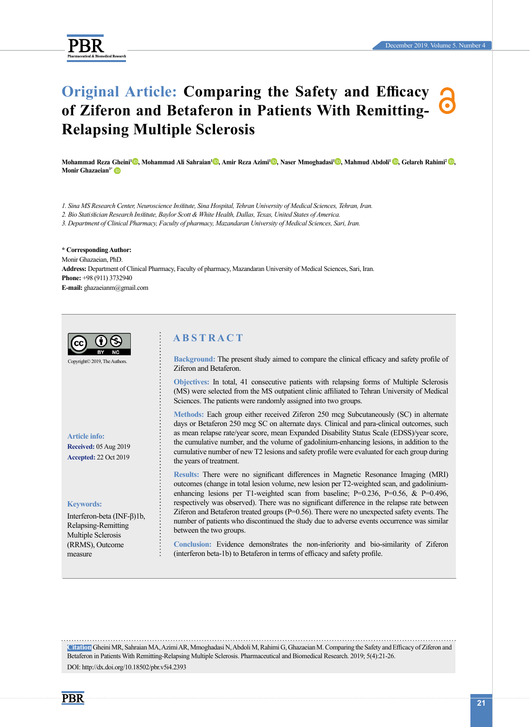# Original Article: Comparing the Safety and Efficacy of Ziferon and Betaferon in Patients With Remitting-Relapsing Multiple Sclerosis

**Mohammad Reza Gheini[1], Mohammad Ali Sahraian[1], Amir Reza Azimi[1], Naser Mmoghadasi[1], Mahmud Abdoli[1], Gelareh Rahimi[2], Monir Ghazaeian[3*]**

*1. Sina MS Research Center, Neuroscience Institute, Sina Hospital, Tehran University of Medical Sciences, Tehran, Iran.*
*2. Bio Statistician Research Institute, Baylor Scott & White Health, Dallas, Texas, United States of America.*
*3. Department of Clinical Pharmacy, Faculty of pharmacy, Mazandaran University of Medical Sciences, Sari, Iran.*

**\* Corresponding Author:**
Monir Ghazaeian, PhD.
**Address:** Department of Clinical Pharmacy, Faculty of pharmacy, Mazandaran University of Medical Sciences, Sari, Iran.
**Phone:** +98 (911) 3732940
**E-mail:** ghazaeianm@gmail.com

Copyright© 2019, The Authors.

**Article info:**
**Received:** 05 Aug 2019
**Accepted:** 22 Oct 2019

**Keywords:**
Interferon-beta (INF-β)1b, Relapsing-Remitting Multiple Sclerosis (RRMS), Outcome measure

## ABSTRACT

**Background:** The present study aimed to compare the clinical efficacy and safety profile of Ziferon and Betaferon.

**Objectives:** In total, 41 consecutive patients with relapsing forms of Multiple Sclerosis (MS) were selected from the MS outpatient clinic affiliated to Tehran University of Medical Sciences. The patients were randomly assigned into two groups.

**Methods:** Each group either received Ziferon 250 mcg Subcutaneously (SC) in alternate days or Betaferon 250 mcg SC on alternate days. Clinical and para-clinical outcomes, such as mean relapse rate/year score, mean Expanded Disability Status Scale (EDSS)/year score, the cumulative number, and the volume of gadolinium-enhancing lesions, in addition to the cumulative number of new T2 lesions and safety profile were evaluated for each group during the years of treatment.

**Results:** There were no significant differences in Magnetic Resonance Imaging (MRI) outcomes (change in total lesion volume, new lesion per T2-weighted scan, and gadolinium-enhancing lesions per T1-weighted scan from baseline; P=0.236, P=0.56, & P=0.496, respectively was observed). There was no significant difference in the relapse rate between Ziferon and Betaferon treated groups (P=0.56). There were no unexpected safety events. The number of patients who discontinued the study due to adverse events occurrence was similar between the two groups.

**Conclusion:** Evidence demonstrates the non-inferiority and bio-similarity of Ziferon (interferon beta-1b) to Betaferon in terms of efficacy and safety profile.

**Citation** Gheini MR, Sahraian MA, Azimi AR, Mmoghadasi N, Abdoli M, Rahimi G, Ghazaeian M. Comparing the Safety and Efficacy of Ziferon and Betaferon in Patients With Remitting-Relapsing Multiple Sclerosis. Pharmaceutical and Biomedical Research. 2019; 5(4):21-26.

DOI: http://dx.doi.org/10.18502/pbr.v5i4.2393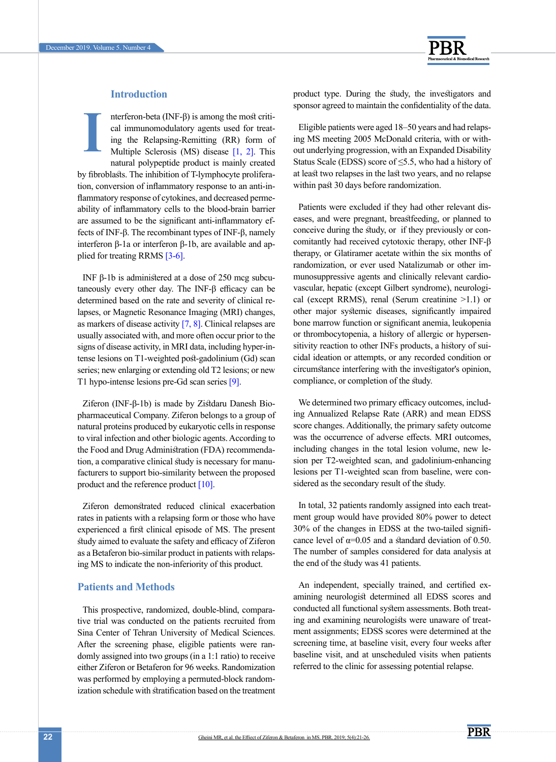## Introduction

Interferon-beta (INF-β) is among the most critical immunomodulatory agents used for treating the Relapsing-Remitting (RR) form of Multiple Sclerosis (MS) disease [1, 2]. This natural polypeptide product is mainly created by fibroblasts. The inhibition of T-lymphocyte proliferation, conversion of inflammatory response to an anti-inflammatory response of cytokines, and decreased permeability of inflammatory cells to the blood-brain barrier are assumed to be the significant anti-inflammatory effects of INF-β. The recombinant types of INF-β, namely interferon β-1a or interferon β-1b, are available and applied for treating RRMS [3-6].

INF β-1b is administered at a dose of 250 mcg subcutaneously every other day. The INF-β efficacy can be determined based on the rate and severity of clinical relapses, or Magnetic Resonance Imaging (MRI) changes, as markers of disease activity [7, 8]. Clinical relapses are usually associated with, and more often occur prior to the signs of disease activity, in MRI data, including hyper-intense lesions on T1-weighted post-gadolinium (Gd) scan series; new enlarging or extending old T2 lesions; or new T1 hypo-intense lesions pre-Gd scan series [9].

Ziferon (INF-β-1b) is made by Zistdaru Danesh Biopharmaceutical Company. Ziferon belongs to a group of natural proteins produced by eukaryotic cells in response to viral infection and other biologic agents. According to the Food and Drug Administration (FDA) recommendation, a comparative clinical study is necessary for manufacturers to support bio-similarity between the proposed product and the reference product [10].

Ziferon demonstrated reduced clinical exacerbation rates in patients with a relapsing form or those who have experienced a first clinical episode of MS. The present study aimed to evaluate the safety and efficacy of Ziferon as a Betaferon bio-similar product in patients with relapsing MS to indicate the non-inferiority of this product.

## Patients and Methods

This prospective, randomized, double-blind, comparative trial was conducted on the patients recruited from Sina Center of Tehran University of Medical Sciences. After the screening phase, eligible patients were randomly assigned into two groups (in a 1:1 ratio) to receive either Ziferon or Betaferon for 96 weeks. Randomization was performed by employing a permuted-block randomization schedule with stratification based on the treatment product type. During the study, the investigators and sponsor agreed to maintain the confidentiality of the data.

Eligible patients were aged 18–50 years and had relapsing MS meeting 2005 McDonald criteria, with or without underlying progression, with an Expanded Disability Status Scale (EDSS) score of ≤5.5, who had a history of at least two relapses in the last two years, and no relapse within past 30 days before randomization.

Patients were excluded if they had other relevant diseases, and were pregnant, breastfeeding, or planned to conceive during the study, or if they previously or concomitantly had received cytotoxic therapy, other INF-β therapy, or Glatiramer acetate within the six months of randomization, or ever used Natalizumab or other immunosuppressive agents and clinically relevant cardiovascular, hepatic (except Gilbert syndrome), neurological (except RRMS), renal (Serum creatinine >1.1) or other major systemic diseases, significantly impaired bone marrow function or significant anemia, leukopenia or thrombocytopenia, a history of allergic or hypersensitivity reaction to other INFs products, a history of suicidal ideation or attempts, or any recorded condition or circumstance interfering with the investigator's opinion, compliance, or completion of the study.

We determined two primary efficacy outcomes, including Annualized Relapse Rate (ARR) and mean EDSS score changes. Additionally, the primary safety outcome was the occurrence of adverse effects. MRI outcomes, including changes in the total lesion volume, new lesion per T2-weighted scan, and gadolinium-enhancing lesions per T1-weighted scan from baseline, were considered as the secondary result of the study.

In total, 32 patients randomly assigned into each treatment group would have provided 80% power to detect 30% of the changes in EDSS at the two-tailed significance level of α=0.05 and a standard deviation of 0.50. The number of samples considered for data analysis at the end of the study was 41 patients.

An independent, specially trained, and certified examining neurologist determined all EDSS scores and conducted all functional system assessments. Both treating and examining neurologists were unaware of treatment assignments; EDSS scores were determined at the screening time, at baseline visit, every four weeks after baseline visit, and at unscheduled visits when patients referred to the clinic for assessing potential relapse.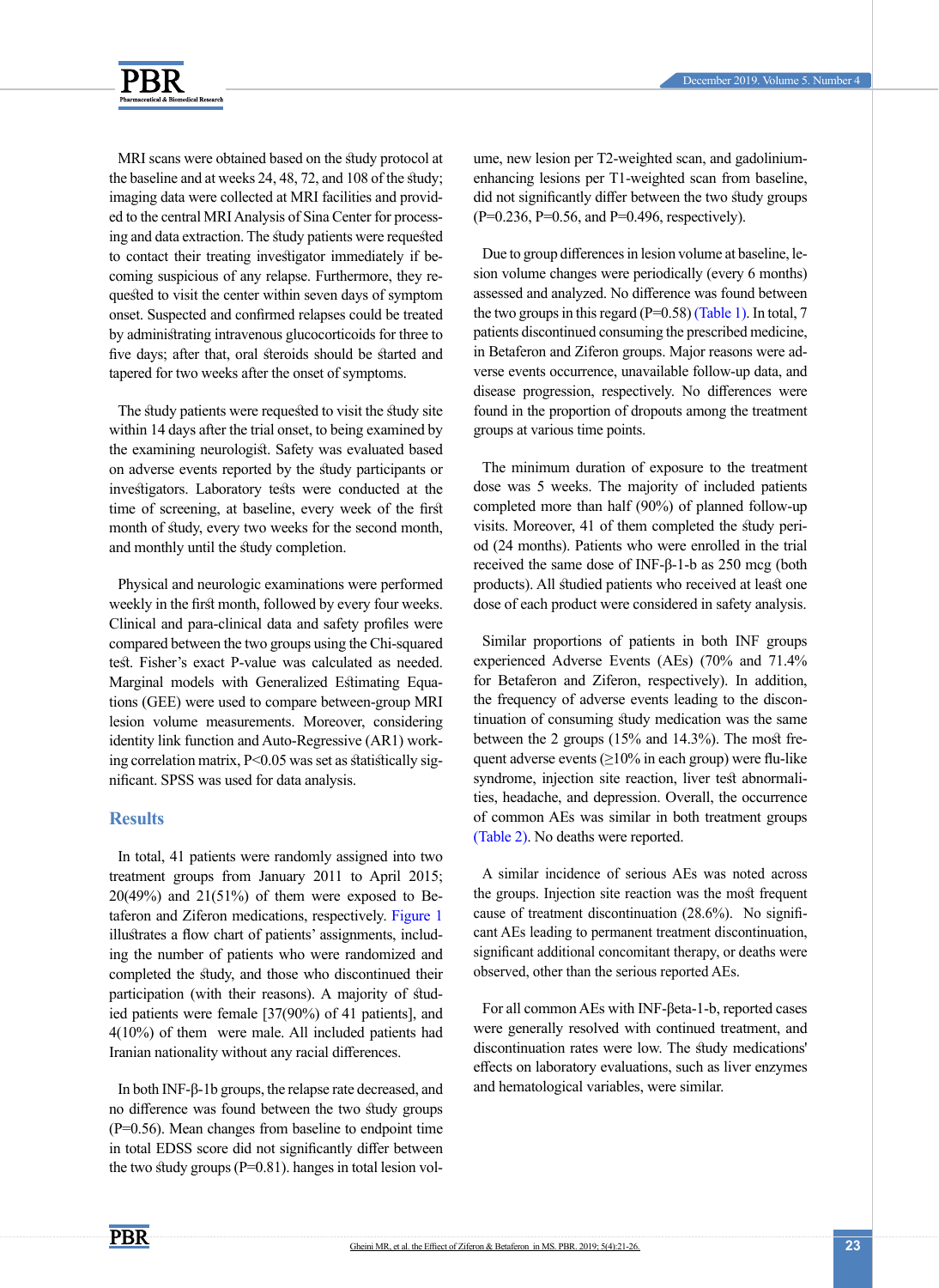MRI scans were obtained based on the study protocol at the baseline and at weeks 24, 48, 72, and 108 of the study; imaging data were collected at MRI facilities and provided to the central MRI Analysis of Sina Center for processing and data extraction. The study patients were requested to contact their treating investigator immediately if becoming suspicious of any relapse. Furthermore, they requested to visit the center within seven days of symptom onset. Suspected and confirmed relapses could be treated by administrating intravenous glucocorticoids for three to five days; after that, oral steroids should be started and tapered for two weeks after the onset of symptoms.

The study patients were requested to visit the study site within 14 days after the trial onset, to being examined by the examining neurologist. Safety was evaluated based on adverse events reported by the study participants or investigators. Laboratory tests were conducted at the time of screening, at baseline, every week of the first month of study, every two weeks for the second month, and monthly until the study completion.

Physical and neurologic examinations were performed weekly in the first month, followed by every four weeks. Clinical and para-clinical data and safety profiles were compared between the two groups using the Chi-squared test. Fisher's exact P-value was calculated as needed. Marginal models with Generalized Estimating Equations (GEE) were used to compare between-group MRI lesion volume measurements. Moreover, considering identity link function and Auto-Regressive (AR1) working correlation matrix, P<0.05 was set as statistically significant. SPSS was used for data analysis.

## Results

In total, 41 patients were randomly assigned into two treatment groups from January 2011 to April 2015; 20(49%) and 21(51%) of them were exposed to Betaferon and Ziferon medications, respectively. Figure 1 illustrates a flow chart of patients' assignments, including the number of patients who were randomized and completed the study, and those who discontinued their participation (with their reasons). A majority of studied patients were female [37(90%) of 41 patients], and 4(10%) of them were male. All included patients had Iranian nationality without any racial differences.

In both INF-β-1b groups, the relapse rate decreased, and no difference was found between the two study groups (P=0.56). Mean changes from baseline to endpoint time in total EDSS score did not significantly differ between the two study groups (P=0.81). hanges in total lesion volume, new lesion per T2-weighted scan, and gadolinium-enhancing lesions per T1-weighted scan from baseline, did not significantly differ between the two study groups (P=0.236, P=0.56, and P=0.496, respectively).

Due to group differences in lesion volume at baseline, lesion volume changes were periodically (every 6 months) assessed and analyzed. No difference was found between the two groups in this regard (P=0.58) (Table 1). In total, 7 patients discontinued consuming the prescribed medicine, in Betaferon and Ziferon groups. Major reasons were adverse events occurrence, unavailable follow-up data, and disease progression, respectively. No differences were found in the proportion of dropouts among the treatment groups at various time points.

The minimum duration of exposure to the treatment dose was 5 weeks. The majority of included patients completed more than half (90%) of planned follow-up visits. Moreover, 41 of them completed the study period (24 months). Patients who were enrolled in the trial received the same dose of INF-β-1-b as 250 mcg (both products). All studied patients who received at least one dose of each product were considered in safety analysis.

Similar proportions of patients in both INF groups experienced Adverse Events (AEs) (70% and 71.4% for Betaferon and Ziferon, respectively). In addition, the frequency of adverse events leading to the discontinuation of consuming study medication was the same between the 2 groups (15% and 14.3%). The most frequent adverse events (≥10% in each group) were flu-like syndrome, injection site reaction, liver test abnormalities, headache, and depression. Overall, the occurrence of common AEs was similar in both treatment groups (Table 2). No deaths were reported.

A similar incidence of serious AEs was noted across the groups. Injection site reaction was the most frequent cause of treatment discontinuation (28.6%). No significant AEs leading to permanent treatment discontinuation, significant additional concomitant therapy, or deaths were observed, other than the serious reported AEs.

For all common AEs with INF-βeta-1-b, reported cases were generally resolved with continued treatment, and discontinuation rates were low. The study medications' effects on laboratory evaluations, such as liver enzymes and hematological variables, were similar.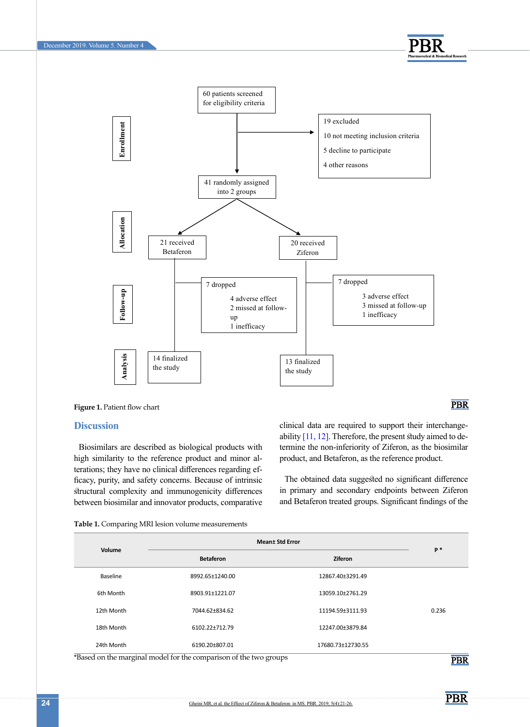60 patients screened for eligibility criteria

**Enrollment**

19 excluded
10 not meeting inclusion criteria
5 decline to participate
4 other reasons

41 randomly assigned into 2 groups

**Allocation**

21 received Betaferon

20 received Ziferon

**Follow-up**

7 dropped
4 adverse effect
2 missed at follow-up
1 inefficacy

7 dropped
3 adverse effect
3 missed at follow-up
1 inefficacy

**Analysis**

14 finalized the study

13 finalized the study

**Figure 1.** Patient flow chart

## Discussion

Biosimilars are described as biological products with high similarity to the reference product and minor alterations; they have no clinical differences regarding efficacy, purity, and safety concerns. Because of intrinsic structural complexity and immunogenicity differences between biosimilar and innovator products, comparative clinical data are required to support their interchangeability [11, 12]. Therefore, the present study aimed to determine the non-inferiority of Ziferon, as the biosimilar product, and Betaferon, as the reference product.

The obtained data suggested no significant difference in primary and secondary endpoints between Ziferon and Betaferon treated groups. Significant findings of the

**Table 1.** Comparing MRI lesion volume measurements

| Volume | Mean± Std Error | | P * |
|---|---|---|---|
| | Betaferon | Ziferon | |
| Baseline | 8992.65±1240.00 | 12867.40±3291.49 | |
| 6th Month | 8903.91±1221.07 | 13059.10±2761.29 | |
| 12th Month | 7044.62±834.62 | 11194.59±3111.93 | 0.236 |
| 18th Month | 6102.22±712.79 | 12247.00±3879.84 | |
| 24th Month | 6190.20±807.01 | 17680.73±12730.55 | |

*Based on the marginal model for the comparison of the two groups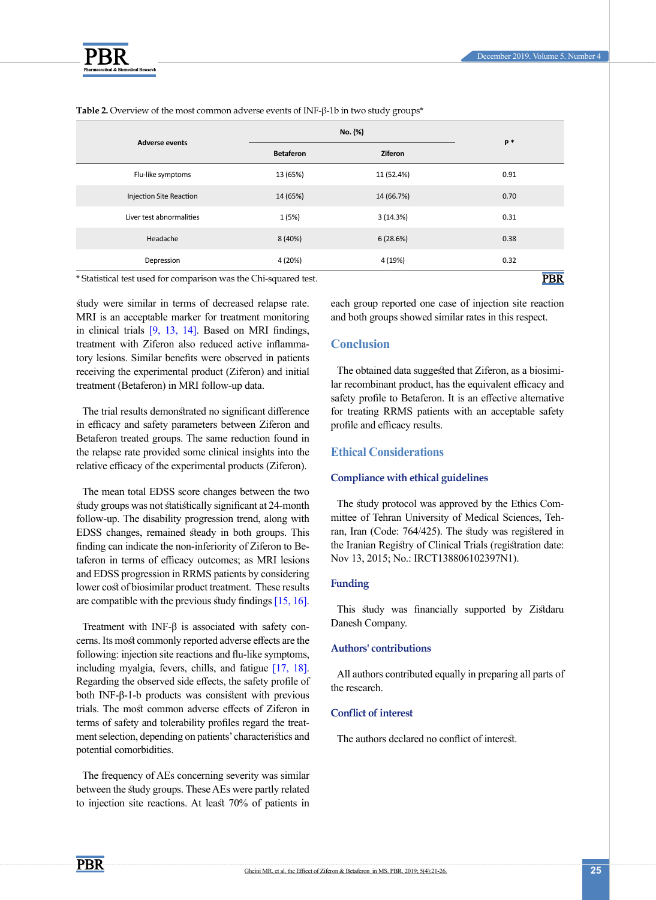**Table 2.** Overview of the most common adverse events of INF-β-1b in two study groups*

| Adverse events | No. (%) | | P * |
|---|---|---|---|
| | Betaferon | Ziferon | |
| Flu-like symptoms | 13 (65%) | 11 (52.4%) | 0.91 |
| Injection Site Reaction | 14 (65%) | 14 (66.7%) | 0.70 |
| Liver test abnormalities | 1 (5%) | 3 (14.3%) | 0.31 |
| Headache | 8 (40%) | 6 (28.6%) | 0.38 |
| Depression | 4 (20%) | 4 (19%) | 0.32 |

* Statistical test used for comparison was the Chi-squared test.

study were similar in terms of decreased relapse rate. MRI is an acceptable marker for treatment monitoring in clinical trials [9, 13, 14]. Based on MRI findings, treatment with Ziferon also reduced active inflammatory lesions. Similar benefits were observed in patients receiving the experimental product (Ziferon) and initial treatment (Betaferon) in MRI follow-up data.

The trial results demonstrated no significant difference in efficacy and safety parameters between Ziferon and Betaferon treated groups. The same reduction found in the relapse rate provided some clinical insights into the relative efficacy of the experimental products (Ziferon).

The mean total EDSS score changes between the two study groups was not statistically significant at 24-month follow-up. The disability progression trend, along with EDSS changes, remained steady in both groups. This finding can indicate the non-inferiority of Ziferon to Betaferon in terms of efficacy outcomes; as MRI lesions and EDSS progression in RRMS patients by considering lower cost of biosimilar product treatment. These results are compatible with the previous study findings [15, 16].

Treatment with INF-β is associated with safety concerns. Its most commonly reported adverse effects are the following: injection site reactions and flu-like symptoms, including myalgia, fevers, chills, and fatigue [17, 18]. Regarding the observed side effects, the safety profile of both INF-β-1-b products was consistent with previous trials. The most common adverse effects of Ziferon in terms of safety and tolerability profiles regard the treatment selection, depending on patients' characteristics and potential comorbidities.

The frequency of AEs concerning severity was similar between the study groups. These AEs were partly related to injection site reactions. At least 70% of patients in each group reported one case of injection site reaction and both groups showed similar rates in this respect.

## Conclusion

The obtained data suggested that Ziferon, as a biosimilar recombinant product, has the equivalent efficacy and safety profile to Betaferon. It is an effective alternative for treating RRMS patients with an acceptable safety profile and efficacy results.

## Ethical Considerations

### Compliance with ethical guidelines

The study protocol was approved by the Ethics Committee of Tehran University of Medical Sciences, Tehran, Iran (Code: 764/425). The study was registered in the Iranian Registry of Clinical Trials (registration date: Nov 13, 2015; No.: IRCT138806102397N1).

### Funding

This study was financially supported by Zistdaru Danesh Company.

### Authors' contributions

All authors contributed equally in preparing all parts of the research.

### Conflict of interest

The authors declared no conflict of interest.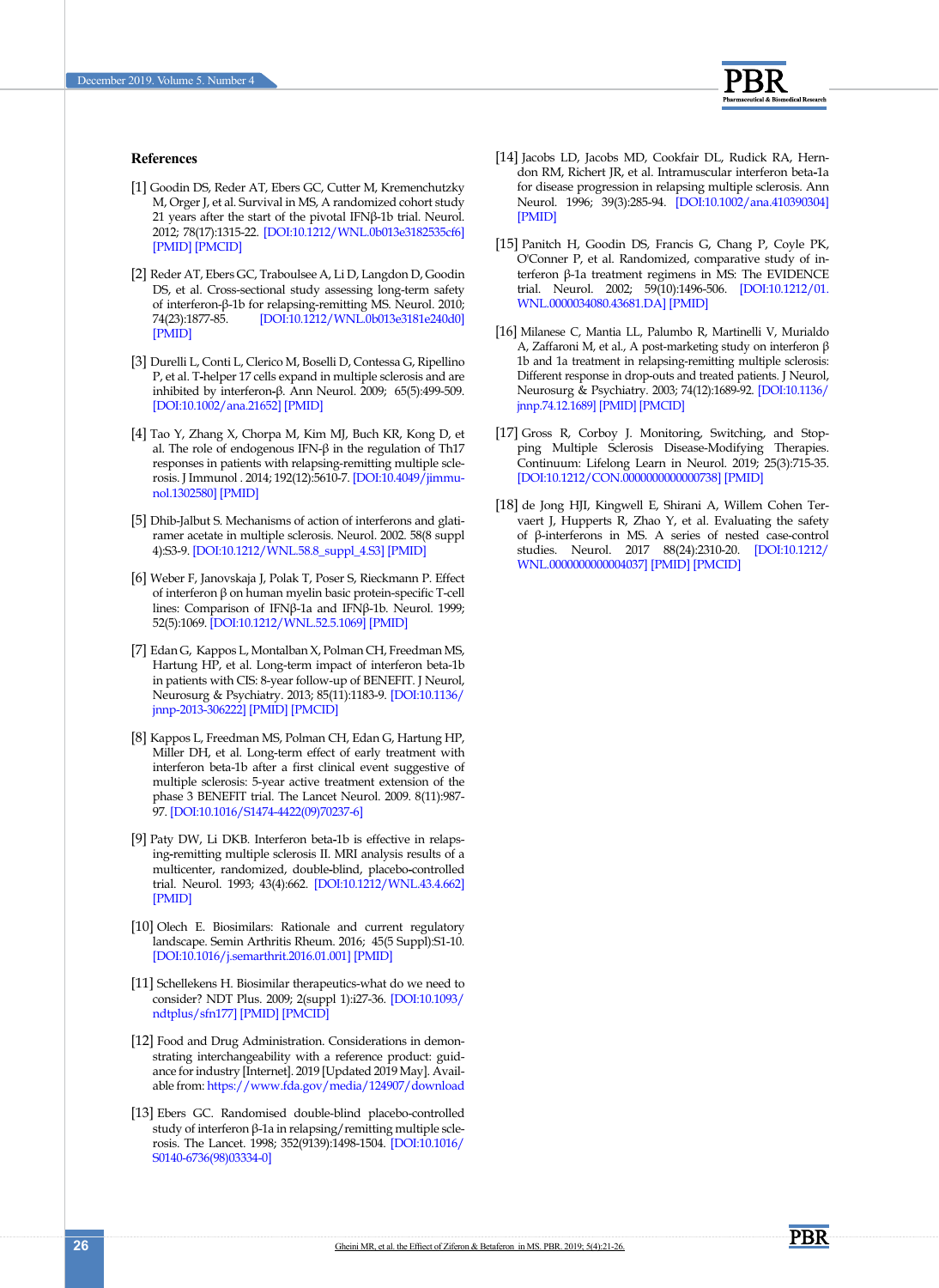## References

[1] Goodin DS, Reder AT, Ebers GC, Cutter M, Kremenchutzky M, Orger J, et al. Survival in MS, A randomized cohort study 21 years after the start of the pivotal IFNβ-1b trial. Neurol. 2012; 78(17):1315-22. [DOI:10.1212/WNL.0b013e3182535cf6] [PMID] [PMCID]

[2] Reder AT, Ebers GC, Traboulsee A, Li D, Langdon D, Goodin DS, et al. Cross-sectional study assessing long-term safety of interferon-β-1b for relapsing-remitting MS. Neurol. 2010; 74(23):1877-85. [DOI:10.1212/WNL.0b013e3181e240d0] [PMID]

[3] Durelli L, Conti L, Clerico M, Boselli D, Contessa G, Ripellino P, et al. T-helper 17 cells expand in multiple sclerosis and are inhibited by interferon-β. Ann Neurol. 2009; 65(5):499-509. [DOI:10.1002/ana.21652] [PMID]

[4] Tao Y, Zhang X, Chorpa M, Kim MJ, Buch KR, Kong D, et al. The role of endogenous IFN-β in the regulation of Th17 responses in patients with relapsing-remitting multiple sclerosis. J Immunol . 2014; 192(12):5610-7. [DOI:10.4049/jimmunol.1302580] [PMID]

[5] Dhib-Jalbut S. Mechanisms of action of interferons and glatiramer acetate in multiple sclerosis. Neurol. 2002. 58(8 suppl 4):S3-9. [DOI:10.1212/WNL.58.8_suppl_4.S3] [PMID]

[6] Weber F, Janovskaja J, Polak T, Poser S, Rieckmann P. Effect of interferon β on human myelin basic protein-specific T-cell lines: Comparison of IFNβ-1a and IFNβ-1b. Neurol. 1999; 52(5):1069. [DOI:10.1212/WNL.52.5.1069] [PMID]

[7] Edan G, Kappos L, Montalban X, Polman CH, Freedman MS, Hartung HP, et al. Long-term impact of interferon beta-1b in patients with CIS: 8-year follow-up of BENEFIT. J Neurol, Neurosurg & Psychiatry. 2013; 85(11):1183-9. [DOI:10.1136/jnnp-2013-306222] [PMID] [PMCID]

[8] Kappos L, Freedman MS, Polman CH, Edan G, Hartung HP, Miller DH, et al. Long-term effect of early treatment with interferon beta-1b after a first clinical event suggestive of multiple sclerosis: 5-year active treatment extension of the phase 3 BENEFIT trial. The Lancet Neurol. 2009. 8(11):987-97. [DOI:10.1016/S1474-4422(09)70237-6]

[9] Paty DW, Li DKB. Interferon beta-1b is effective in relapsing-remitting multiple sclerosis II. MRI analysis results of a multicenter, randomized, double-blind, placebo-controlled trial. Neurol. 1993; 43(4):662. [DOI:10.1212/WNL.43.4.662] [PMID]

[10] Olech E. Biosimilars: Rationale and current regulatory landscape. Semin Arthritis Rheum. 2016; 45(5 Suppl):S1-10. [DOI:10.1016/j.semarthrit.2016.01.001] [PMID]

[11] Schellekens H. Biosimilar therapeutics-what do we need to consider? NDT Plus. 2009; 2(suppl 1):i27-36. [DOI:10.1093/ndtplus/sfn177] [PMID] [PMCID]

[12] Food and Drug Administration. Considerations in demonstrating interchangeability with a reference product: guidance for industry [Internet]. 2019 [Updated 2019 May]. Available from: https://www.fda.gov/media/124907/download

[13] Ebers GC. Randomised double-blind placebo-controlled study of interferon β-1a in relapsing/remitting multiple sclerosis. The Lancet. 1998; 352(9139):1498-1504. [DOI:10.1016/S0140-6736(98)03334-0]

[14] Jacobs LD, Jacobs MD, Cookfair DL, Rudick RA, Herndon RM, Richert JR, et al. Intramuscular interferon beta-1a for disease progression in relapsing multiple sclerosis. Ann Neurol. 1996; 39(3):285-94. [DOI:10.1002/ana.410390304] [PMID]

[15] Panitch H, Goodin DS, Francis G, Chang P, Coyle PK, O'Conner P, et al. Randomized, comparative study of interferon β-1a treatment regimens in MS: The EVIDENCE trial. Neurol. 2002; 59(10):1496-506. [DOI:10.1212/01.WNL.0000034080.43681.DA] [PMID]

[16] Milanese C, Mantia LL, Palumbo R, Martinelli V, Murialdo A, Zaffaroni M, et al., A post-marketing study on interferon β 1b and 1a treatment in relapsing-remitting multiple sclerosis: Different response in drop-outs and treated patients. J Neurol, Neurosurg & Psychiatry. 2003; 74(12):1689-92. [DOI:10.1136/jnnp.74.12.1689] [PMID] [PMCID]

[17] Gross R, Corboy J. Monitoring, Switching, and Stopping Multiple Sclerosis Disease-Modifying Therapies. Continuum: Lifelong Learn in Neurol. 2019; 25(3):715-35. [DOI:10.1212/CON.0000000000000738] [PMID]

[18] de Jong HJI, Kingwell E, Shirani A, Willem Cohen Tervaert J, Hupperts R, Zhao Y, et al. Evaluating the safety of β-interferons in MS. A series of nested case-control studies. Neurol. 2017 88(24):2310-20. [DOI:10.1212/WNL.0000000000004037] [PMID] [PMCID]